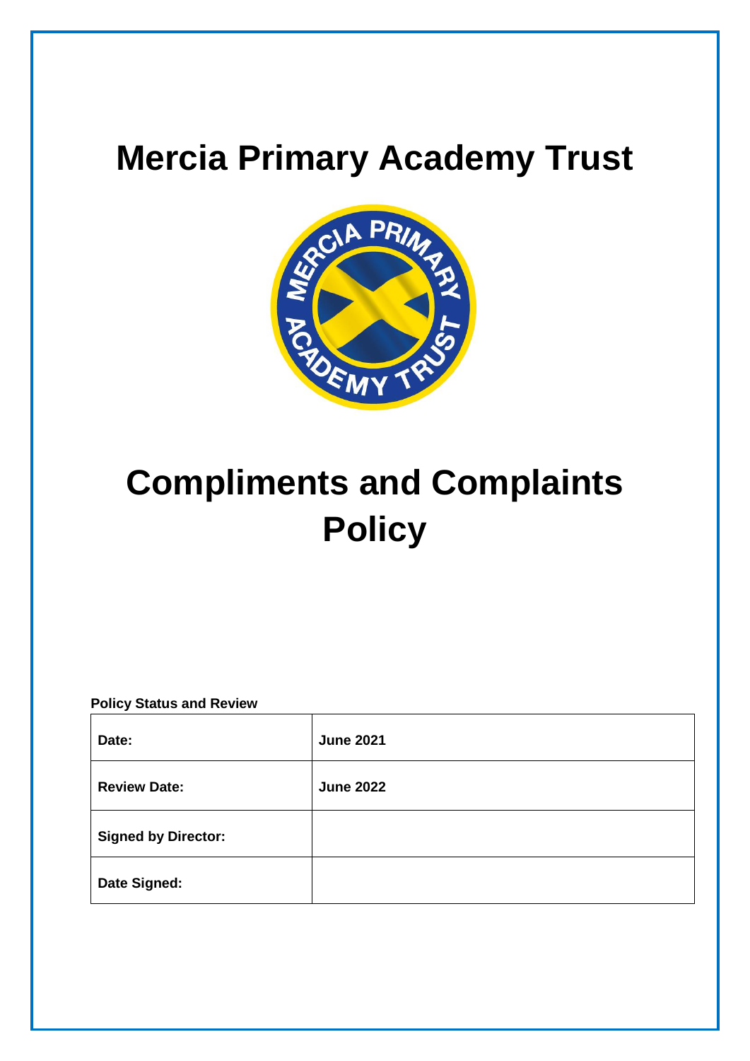# Mercia Primary Academy Trust

# Compliments and Complaints Policy

**Policy Status and Review**

| **Date:** | **June 2021** |
|---|---|
| **Review Date:** | **June 2022** |
| **Signed by Director:** | |
| **Date Signed:** | |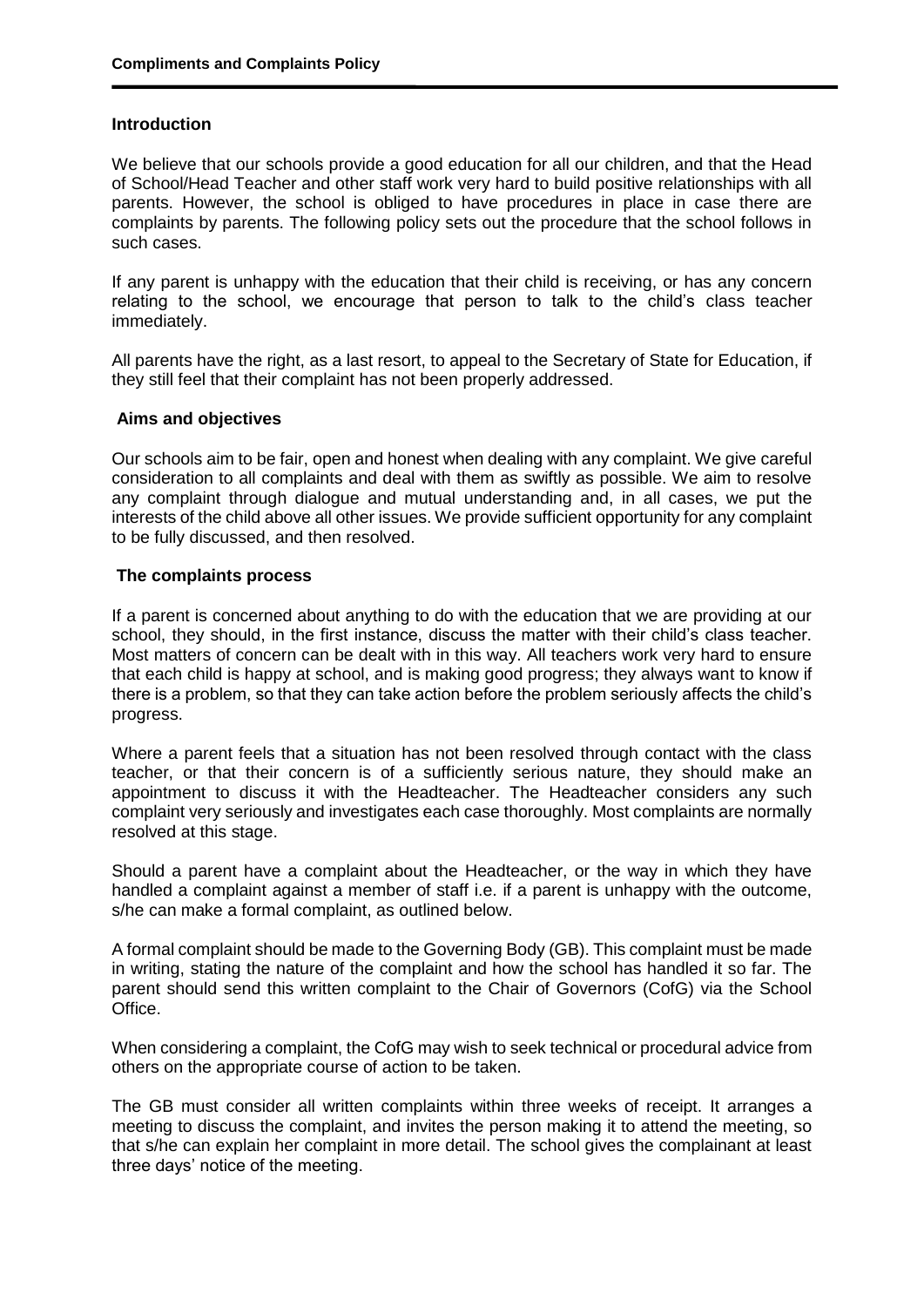### Introduction

We believe that our schools provide a good education for all our children, and that the Head of School/Head Teacher and other staff work very hard to build positive relationships with all parents. However, the school is obliged to have procedures in place in case there are complaints by parents. The following policy sets out the procedure that the school follows in such cases.

If any parent is unhappy with the education that their child is receiving, or has any concern relating to the school, we encourage that person to talk to the child's class teacher immediately.

All parents have the right, as a last resort, to appeal to the Secretary of State for Education, if they still feel that their complaint has not been properly addressed.

### Aims and objectives

Our schools aim to be fair, open and honest when dealing with any complaint. We give careful consideration to all complaints and deal with them as swiftly as possible. We aim to resolve any complaint through dialogue and mutual understanding and, in all cases, we put the interests of the child above all other issues. We provide sufficient opportunity for any complaint to be fully discussed, and then resolved.

### The complaints process

If a parent is concerned about anything to do with the education that we are providing at our school, they should, in the first instance, discuss the matter with their child's class teacher. Most matters of concern can be dealt with in this way. All teachers work very hard to ensure that each child is happy at school, and is making good progress; they always want to know if there is a problem, so that they can take action before the problem seriously affects the child's progress.

Where a parent feels that a situation has not been resolved through contact with the class teacher, or that their concern is of a sufficiently serious nature, they should make an appointment to discuss it with the Headteacher. The Headteacher considers any such complaint very seriously and investigates each case thoroughly. Most complaints are normally resolved at this stage.

Should a parent have a complaint about the Headteacher, or the way in which they have handled a complaint against a member of staff i.e. if a parent is unhappy with the outcome, s/he can make a formal complaint, as outlined below.

A formal complaint should be made to the Governing Body (GB). This complaint must be made in writing, stating the nature of the complaint and how the school has handled it so far. The parent should send this written complaint to the Chair of Governors (CofG) via the School Office.

When considering a complaint, the CofG may wish to seek technical or procedural advice from others on the appropriate course of action to be taken.

The GB must consider all written complaints within three weeks of receipt. It arranges a meeting to discuss the complaint, and invites the person making it to attend the meeting, so that s/he can explain her complaint in more detail. The school gives the complainant at least three days' notice of the meeting.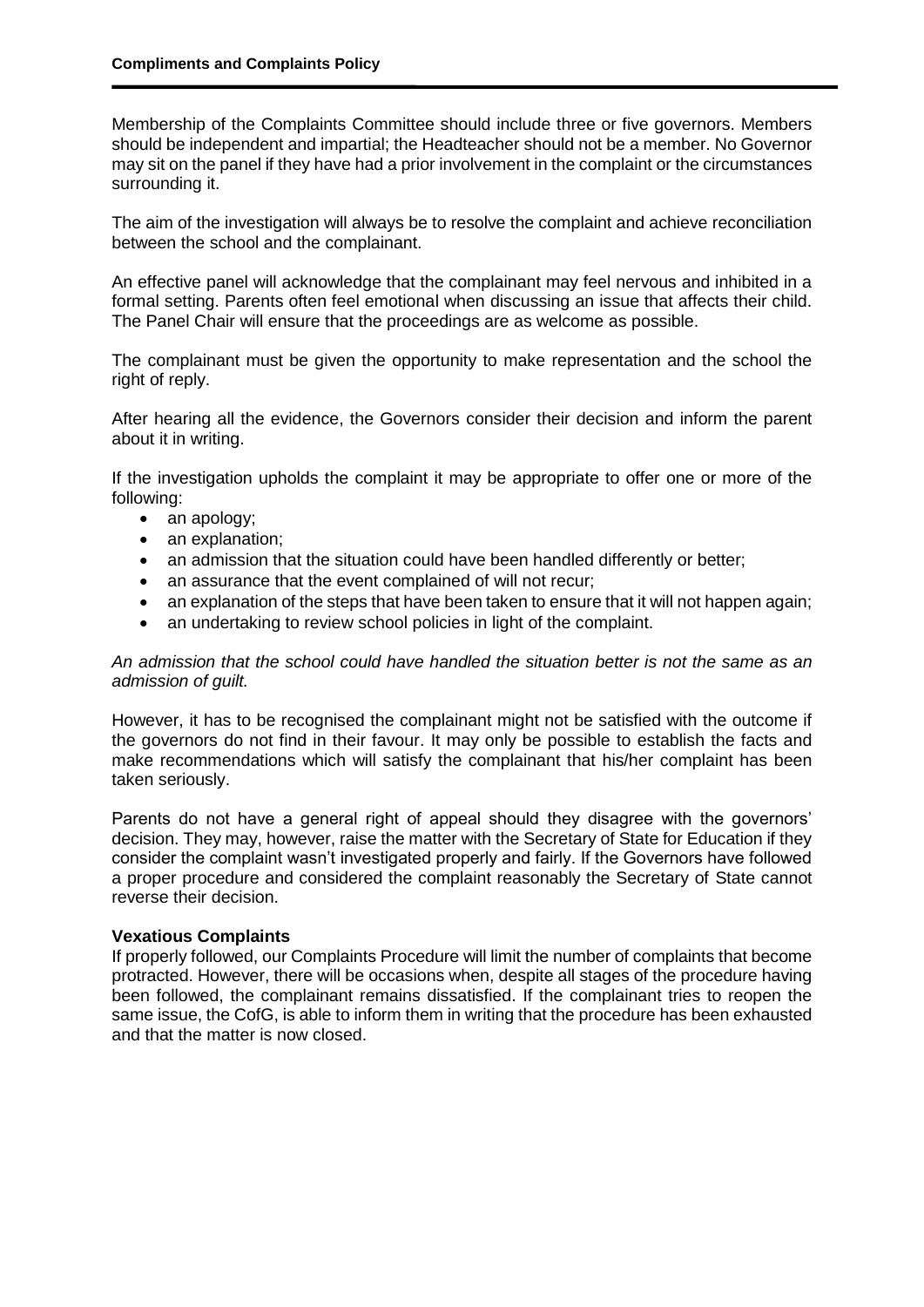Membership of the Complaints Committee should include three or five governors. Members should be independent and impartial; the Headteacher should not be a member. No Governor may sit on the panel if they have had a prior involvement in the complaint or the circumstances surrounding it.

The aim of the investigation will always be to resolve the complaint and achieve reconciliation between the school and the complainant.

An effective panel will acknowledge that the complainant may feel nervous and inhibited in a formal setting. Parents often feel emotional when discussing an issue that affects their child. The Panel Chair will ensure that the proceedings are as welcome as possible.

The complainant must be given the opportunity to make representation and the school the right of reply.

After hearing all the evidence, the Governors consider their decision and inform the parent about it in writing.

If the investigation upholds the complaint it may be appropriate to offer one or more of the following:

- an apology;
- an explanation;
- an admission that the situation could have been handled differently or better;
- an assurance that the event complained of will not recur;
- an explanation of the steps that have been taken to ensure that it will not happen again;
- an undertaking to review school policies in light of the complaint.

*An admission that the school could have handled the situation better is not the same as an admission of guilt.*

However, it has to be recognised the complainant might not be satisfied with the outcome if the governors do not find in their favour. It may only be possible to establish the facts and make recommendations which will satisfy the complainant that his/her complaint has been taken seriously.

Parents do not have a general right of appeal should they disagree with the governors' decision. They may, however, raise the matter with the Secretary of State for Education if they consider the complaint wasn't investigated properly and fairly. If the Governors have followed a proper procedure and considered the complaint reasonably the Secretary of State cannot reverse their decision.

**Vexatious Complaints**

If properly followed, our Complaints Procedure will limit the number of complaints that become protracted. However, there will be occasions when, despite all stages of the procedure having been followed, the complainant remains dissatisfied. If the complainant tries to reopen the same issue, the CofG, is able to inform them in writing that the procedure has been exhausted and that the matter is now closed.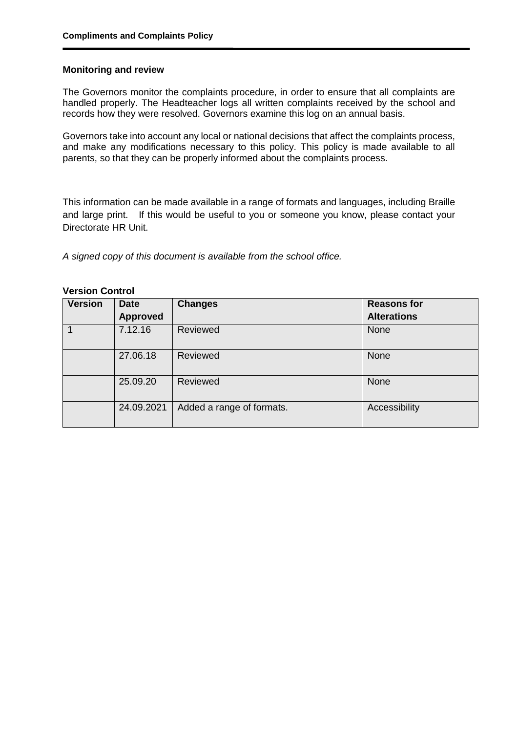**Monitoring and review**

The Governors monitor the complaints procedure, in order to ensure that all complaints are handled properly. The Headteacher logs all written complaints received by the school and records how they were resolved. Governors examine this log on an annual basis.

Governors take into account any local or national decisions that affect the complaints process, and make any modifications necessary to this policy. This policy is made available to all parents, so that they can be properly informed about the complaints process.

This information can be made available in a range of formats and languages, including Braille and large print. If this would be useful to you or someone you know, please contact your Directorate HR Unit.

*A signed copy of this document is available from the school office.*

**Version Control**

| Version | Date Approved | Changes | Reasons for Alterations |
| --- | --- | --- | --- |
| 1 | 7.12.16 | Reviewed | None |
| | 27.06.18 | Reviewed | None |
| | 25.09.20 | Reviewed | None |
| | 24.09.2021 | Added a range of formats. | Accessibility |